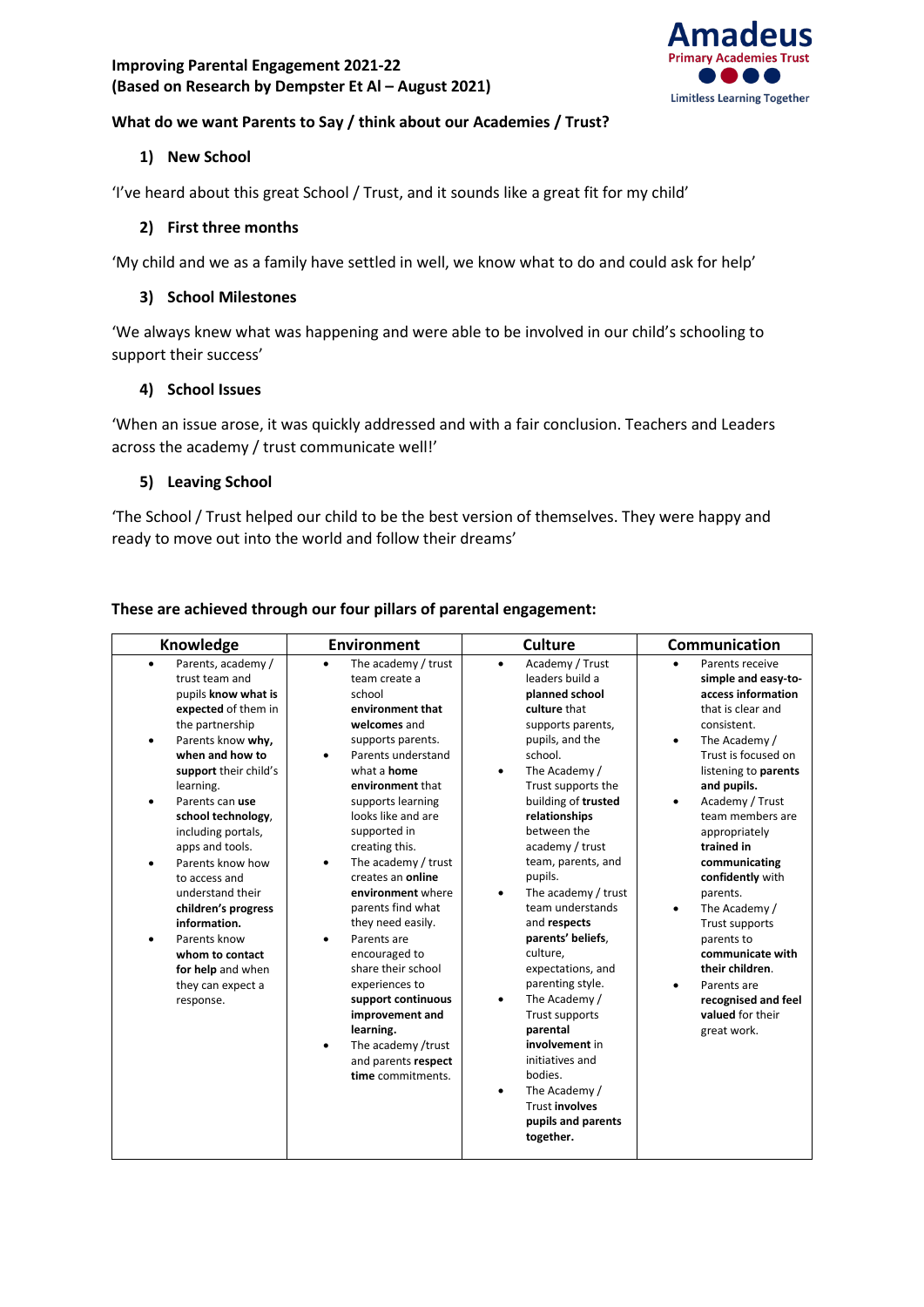**Improving Parental Engagement 2021-22**
**(Based on Research by Dempster Et Al – August 2021)**

Amadeus
Primary Academies Trust
Limitless Learning Together

**What do we want Parents to Say / think about our Academies / Trust?**

1) **New School**

'I've heard about this great School / Trust, and it sounds like a great fit for my child'

2) **First three months**

'My child and we as a family have settled in well, we know what to do and could ask for help'

3) **School Milestones**

'We always knew what was happening and were able to be involved in our child's schooling to support their success'

4) **School Issues**

'When an issue arose, it was quickly addressed and with a fair conclusion. Teachers and Leaders across the academy / trust communicate well!'

5) **Leaving School**

'The School / Trust helped our child to be the best version of themselves. They were happy and ready to move out into the world and follow their dreams'

**These are achieved through our four pillars of parental engagement:**

| Knowledge | Environment | Culture | Communication |
|---|---|---|---|
| • Parents, academy / trust team and pupils **know what is expected** of them in the partnership<br>• Parents know **why, when and how to support** their child's learning.<br>• Parents can **use school technology**, including portals, apps and tools.<br>• Parents know how to access and understand their **children's progress information.**<br>• Parents know **whom to contact for help** and when they can expect a response. | • The academy / trust team create a school **environment that welcomes** and supports parents.<br>• Parents understand what a **home environment** that supports learning looks like and are supported in creating this.<br>• The academy / trust creates an **online environment** where parents find what they need easily.<br>• Parents are encouraged to share their school experiences to **support continuous improvement and learning.**<br>• The academy /trust and parents **respect time** commitments. | • Academy / Trust leaders build a **planned school culture** that supports parents, pupils, and the school.<br>• The Academy / Trust supports the building of **trusted relationships** between the academy / trust team, parents, and pupils.<br>• The academy / trust team understands and **respects parents' beliefs**, culture, expectations, and parenting style.<br>• The Academy / Trust supports **parental involvement** in initiatives and bodies.<br>• The Academy / Trust **involves pupils and parents together.** | • Parents receive **simple and easy-to-access information** that is clear and consistent.<br>• The Academy / Trust is focused on listening to **parents and pupils.**<br>• Academy / Trust team members are appropriately **trained in communicating confidently** with parents.<br>• The Academy / Trust supports parents to **communicate with their children**.<br>• Parents are **recognised and feel valued** for their great work. |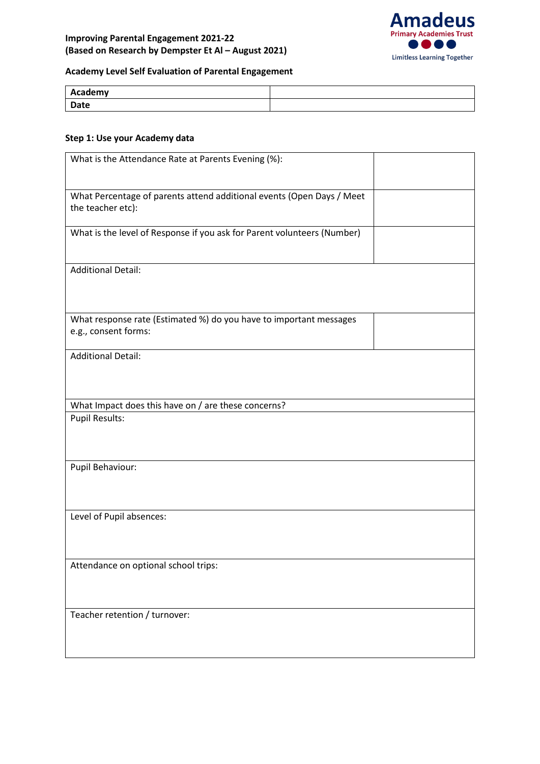**Improving Parental Engagement 2021-22**
**(Based on Research by Dempster Et Al – August 2021)**

Amadeus
Primary Academies Trust
Limitless Learning Together

**Academy Level Self Evaluation of Parental Engagement**

| **Academy** | |
|---|---|
| **Date** | |

**Step 1: Use your Academy data**

| | |
|---|---|
| What is the Attendance Rate at Parents Evening (%): | |
| What Percentage of parents attend additional events (Open Days / Meet the teacher etc): | |
| What is the level of Response if you ask for Parent volunteers (Number) | |
| Additional Detail: | |
| What response rate (Estimated %) do you have to important messages e.g., consent forms: | |
| Additional Detail: | |
| What Impact does this have on / are these concerns? | |
| Pupil Results: | |
| Pupil Behaviour: | |
| Level of Pupil absences: | |
| Attendance on optional school trips: | |
| Teacher retention / turnover: | |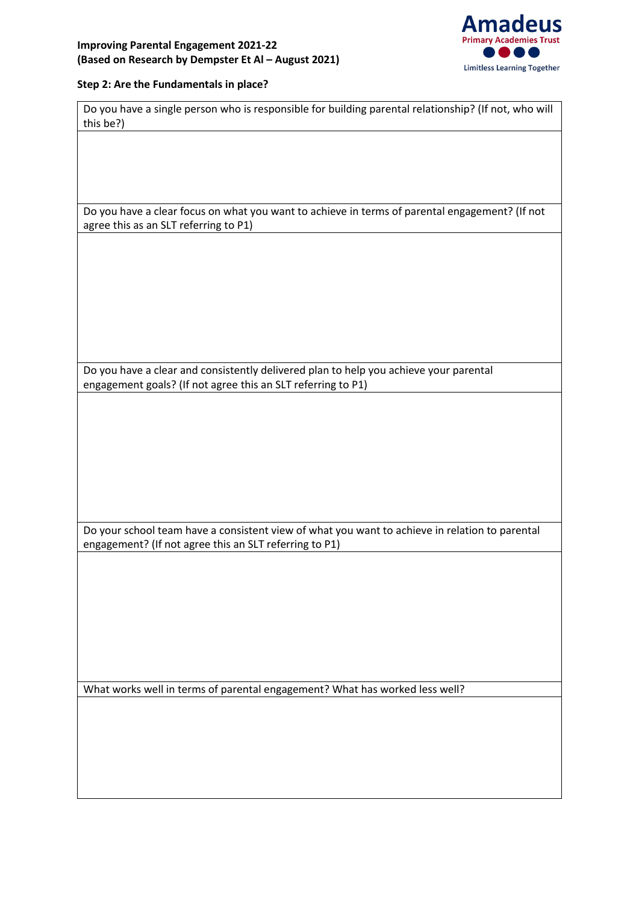**Improving Parental Engagement 2021-22**
**(Based on Research by Dempster Et Al – August 2021)**

Amadeus Primary Academies Trust
Limitless Learning Together

**Step 2: Are the Fundamentals in place?**

| Do you have a single person who is responsible for building parental relationship? (If not, who will this be?) |
|---|
| |

| Do you have a clear focus on what you want to achieve in terms of parental engagement? (If not agree this as an SLT referring to P1) |
|---|
| |

| Do you have a clear and consistently delivered plan to help you achieve your parental engagement goals? (If not agree this an SLT referring to P1) |
|---|
| |

| Do your school team have a consistent view of what you want to achieve in relation to parental engagement? (If not agree this an SLT referring to P1) |
|---|
| |

| What works well in terms of parental engagement? What has worked less well? |
|---|
| |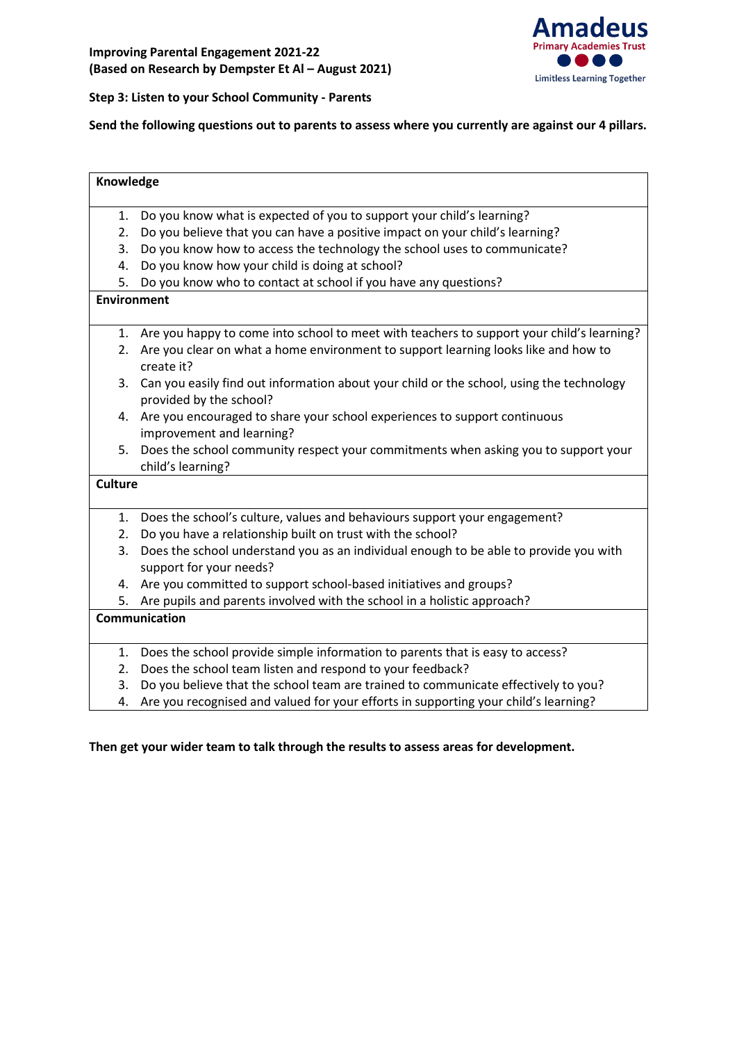**Improving Parental Engagement 2021-22**
**(Based on Research by Dempster Et Al – August 2021)**

Amadeus Primary Academies Trust
Limitless Learning Together

**Step 3: Listen to your School Community - Parents**

**Send the following questions out to parents to assess where you currently are against our 4 pillars.**

### Knowledge

1. Do you know what is expected of you to support your child's learning?
2. Do you believe that you can have a positive impact on your child's learning?
3. Do you know how to access the technology the school uses to communicate?
4. Do you know how your child is doing at school?
5. Do you know who to contact at school if you have any questions?

### Environment

1. Are you happy to come into school to meet with teachers to support your child's learning?
2. Are you clear on what a home environment to support learning looks like and how to create it?
3. Can you easily find out information about your child or the school, using the technology provided by the school?
4. Are you encouraged to share your school experiences to support continuous improvement and learning?
5. Does the school community respect your commitments when asking you to support your child's learning?

### Culture

1. Does the school's culture, values and behaviours support your engagement?
2. Do you have a relationship built on trust with the school?
3. Does the school understand you as an individual enough to be able to provide you with support for your needs?
4. Are you committed to support school-based initiatives and groups?
5. Are pupils and parents involved with the school in a holistic approach?

### Communication

1. Does the school provide simple information to parents that is easy to access?
2. Does the school team listen and respond to your feedback?
3. Do you believe that the school team are trained to communicate effectively to you?
4. Are you recognised and valued for your efforts in supporting your child's learning?

**Then get your wider team to talk through the results to assess areas for development.**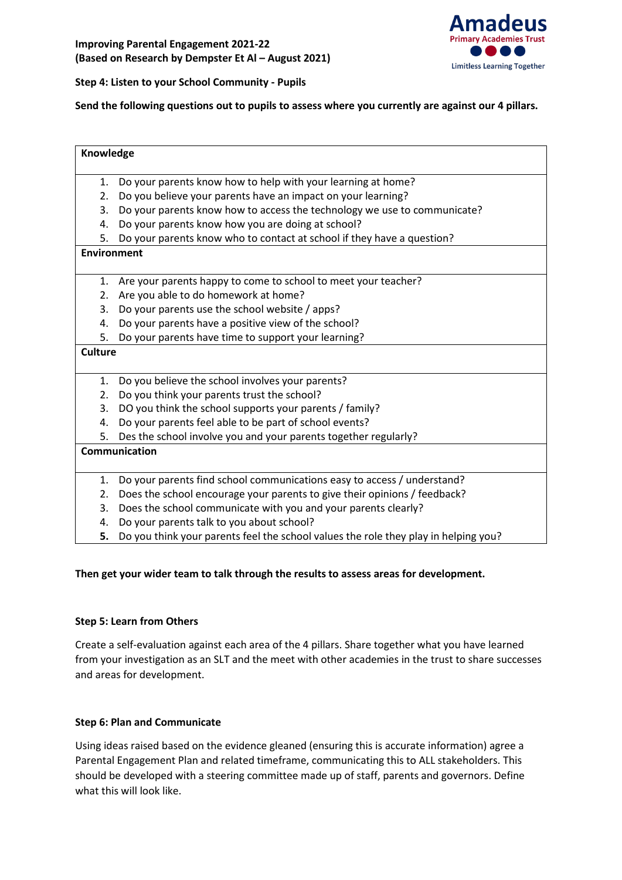**Improving Parental Engagement 2021-22**
**(Based on Research by Dempster Et Al – August 2021)**

Amadeus
Primary Academies Trust
Limitless Learning Together

**Step 4: Listen to your School Community - Pupils**

**Send the following questions out to pupils to assess where you currently are against our 4 pillars.**

| **Knowledge** |
|---|
| 1. Do your parents know how to help with your learning at home?<br>2. Do you believe your parents have an impact on your learning?<br>3. Do your parents know how to access the technology we use to communicate?<br>4. Do your parents know how you are doing at school?<br>5. Do your parents know who to contact at school if they have a question? |
| **Environment** |
| 1. Are your parents happy to come to school to meet your teacher?<br>2. Are you able to do homework at home?<br>3. Do your parents use the school website / apps?<br>4. Do your parents have a positive view of the school?<br>5. Do your parents have time to support your learning? |
| **Culture** |
| 1. Do you believe the school involves your parents?<br>2. Do you think your parents trust the school?<br>3. DO you think the school supports your parents / family?<br>4. Do your parents feel able to be part of school events?<br>5. Des the school involve you and your parents together regularly? |
| **Communication** |
| 1. Do your parents find school communications easy to access / understand?<br>2. Does the school encourage your parents to give their opinions / feedback?<br>3. Does the school communicate with you and your parents clearly?<br>4. Do your parents talk to you about school?<br>**5.** Do you think your parents feel the school values the role they play in helping you? |

**Then get your wider team to talk through the results to assess areas for development.**

**Step 5: Learn from Others**

Create a self-evaluation against each area of the 4 pillars. Share together what you have learned from your investigation as an SLT and the meet with other academies in the trust to share successes and areas for development.

**Step 6: Plan and Communicate**

Using ideas raised based on the evidence gleaned (ensuring this is accurate information) agree a Parental Engagement Plan and related timeframe, communicating this to ALL stakeholders. This should be developed with a steering committee made up of staff, parents and governors. Define what this will look like.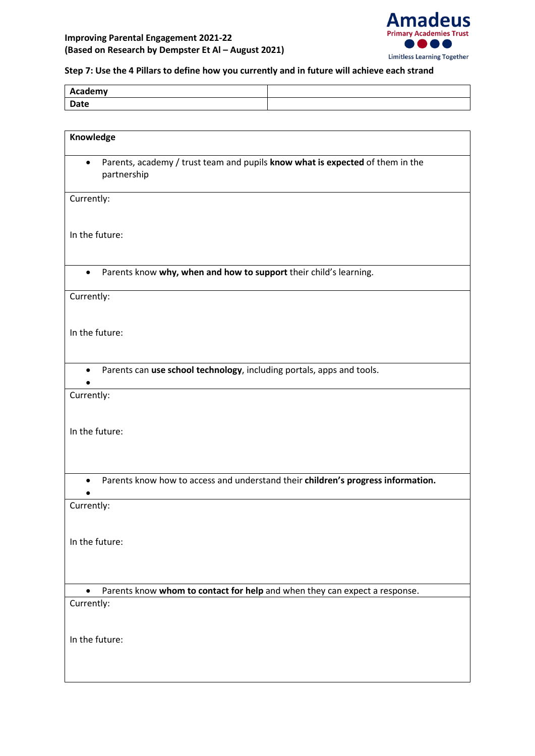**Improving Parental Engagement 2021-22**
**(Based on Research by Dempster Et Al – August 2021)**

Amadeus Primary Academies Trust
Limitless Learning Together

**Step 7: Use the 4 Pillars to define how you currently and in future will achieve each strand**

| **Academy** | |
|---|---|
| **Date** | |

| **Knowledge** |
|---|
| • Parents, academy / trust team and pupils **know what is expected** of them in the partnership |
| Currently:<br><br>In the future: |
| • Parents know **why, when and how to support** their child's learning. |
| Currently:<br><br>In the future: |
| • Parents can **use school technology**, including portals, apps and tools.<br>• |
| Currently:<br><br>In the future: |
| • Parents know how to access and understand their **children's progress information.**<br>• |
| Currently:<br><br>In the future: |
| • Parents know **whom to contact for help** and when they can expect a response. |
| Currently:<br><br>In the future: |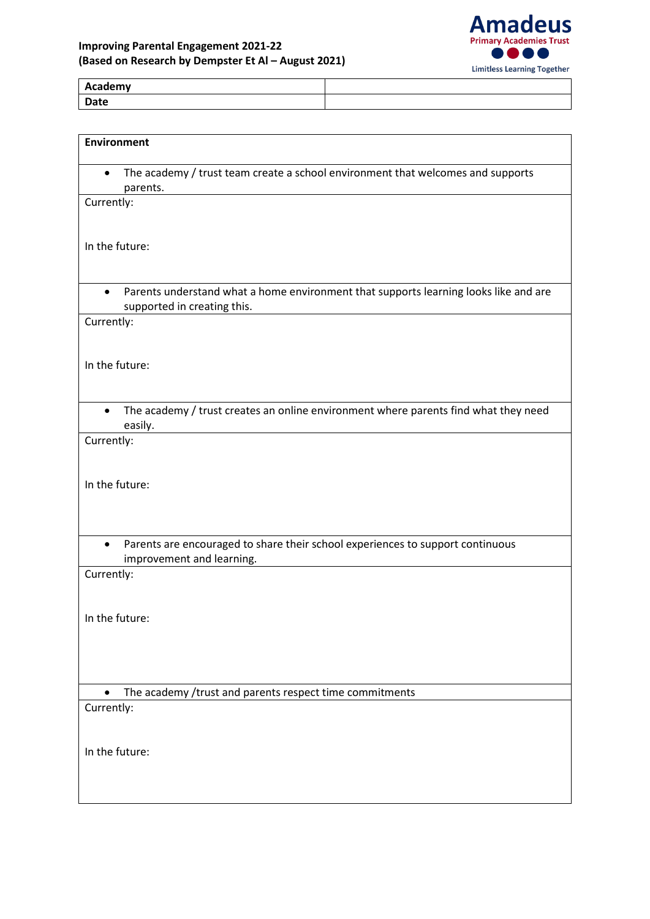**Improving Parental Engagement 2021-22**
**(Based on Research by Dempster Et Al – August 2021)**

Amadeus Primary Academies Trust
Limitless Learning Together

| **Academy** | |
|---|---|
| **Date** | |

| **Environment** |
|---|
| • The academy / trust team create a school environment that welcomes and supports parents. |
| Currently:<br><br>In the future: |
| • Parents understand what a home environment that supports learning looks like and are supported in creating this. |
| Currently:<br><br>In the future: |
| • The academy / trust creates an online environment where parents find what they need easily. |
| Currently:<br><br>In the future: |
| • Parents are encouraged to share their school experiences to support continuous improvement and learning. |
| Currently:<br><br>In the future: |
| • The academy /trust and parents respect time commitments |
| Currently:<br><br>In the future: |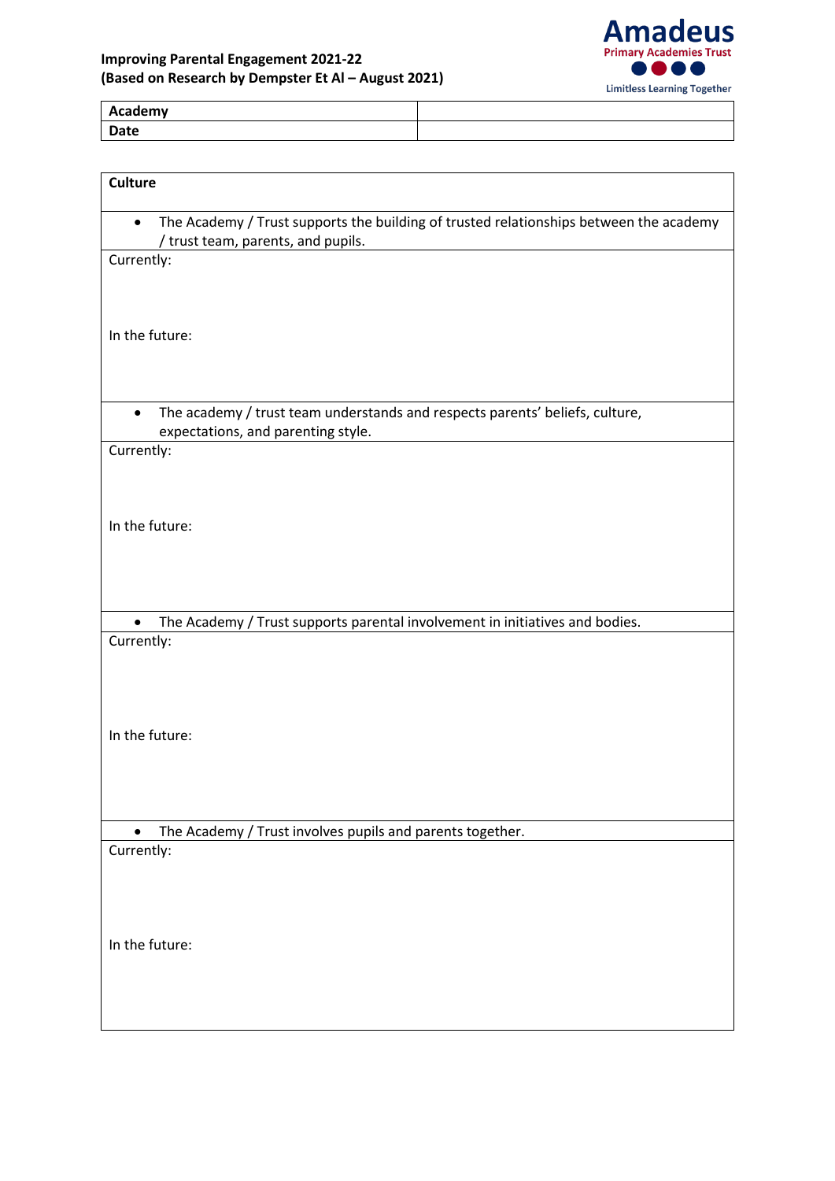**Improving Parental Engagement 2021-22**
**(Based on Research by Dempster Et Al – August 2021)**

Amadeus Primary Academies Trust
Limitless Learning Together

| **Academy** | |
|---|---|
| **Date** | |

**Culture**

- The Academy / Trust supports the building of trusted relationships between the academy / trust team, parents, and pupils.

Currently:

In the future:

- The academy / trust team understands and respects parents' beliefs, culture, expectations, and parenting style.

Currently:

In the future:

- The Academy / Trust supports parental involvement in initiatives and bodies.

Currently:

In the future:

- The Academy / Trust involves pupils and parents together.

Currently:

In the future: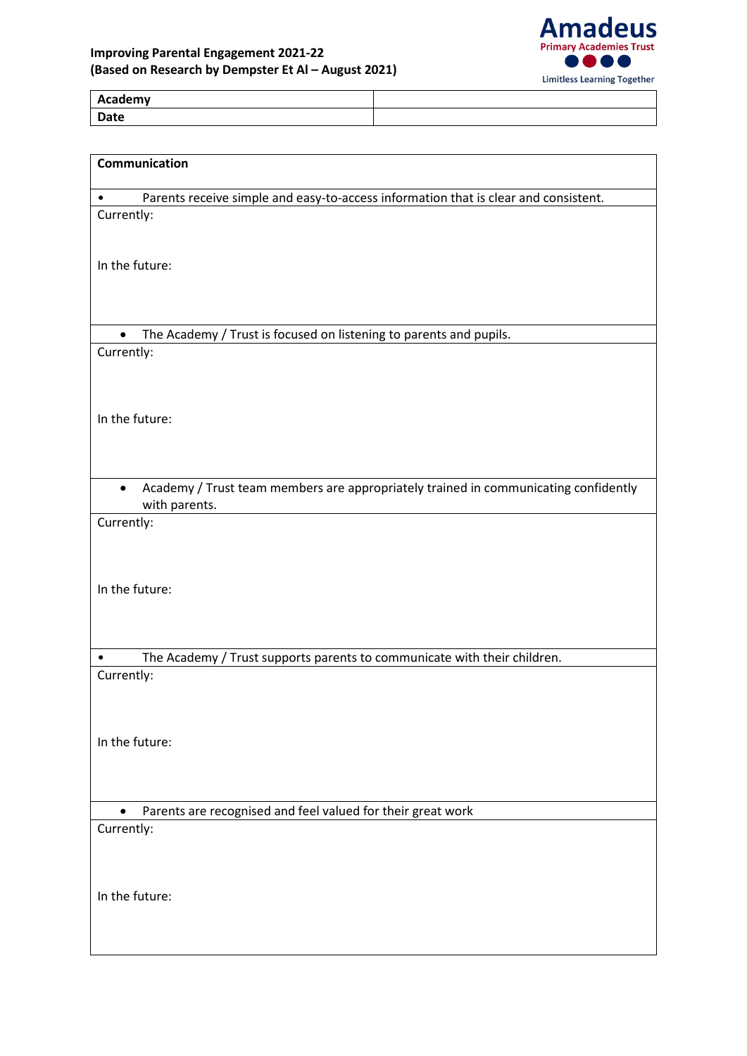**Improving Parental Engagement 2021-22**
**(Based on Research by Dempster Et Al – August 2021)**

Amadeus Primary Academies Trust
Limitless Learning Together

| **Academy** | |
|---|---|
| **Date** | |

**Communication**

- Parents receive simple and easy-to-access information that is clear and consistent.

Currently:

In the future:

- The Academy / Trust is focused on listening to parents and pupils.

Currently:

In the future:

- Academy / Trust team members are appropriately trained in communicating confidently with parents.

Currently:

In the future:

- The Academy / Trust supports parents to communicate with their children.

Currently:

In the future:

- Parents are recognised and feel valued for their great work

Currently:

In the future: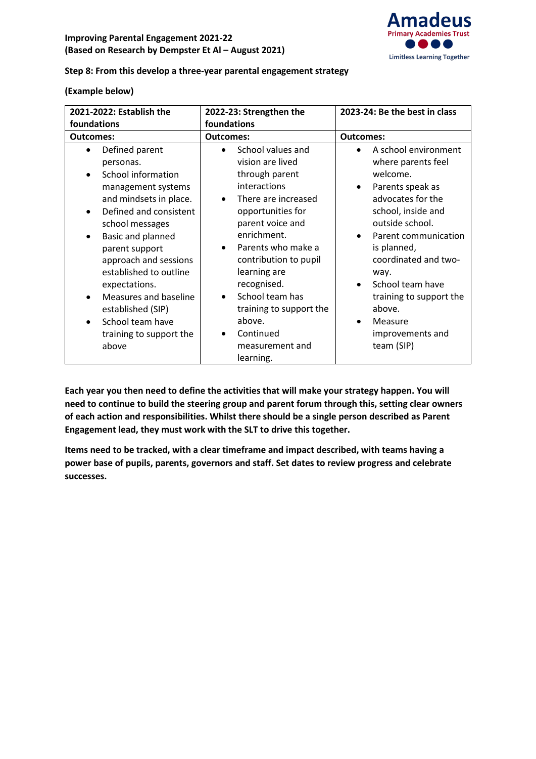**Improving Parental Engagement 2021-22**
**(Based on Research by Dempster Et Al – August 2021)**

**Step 8: From this develop a three-year parental engagement strategy**

**(Example below)**

| 2021-2022: Establish the foundations | 2022-23: Strengthen the foundations | 2023-24: Be the best in class |
|---|---|---|
| **Outcomes:** | **Outcomes:** | **Outcomes:** |
| • Defined parent personas.<br>• School information management systems and mindsets in place.<br>• Defined and consistent school messages<br>• Basic and planned parent support approach and sessions established to outline expectations.<br>• Measures and baseline established (SIP)<br>• School team have training to support the above | • School values and vision are lived through parent interactions<br>• There are increased opportunities for parent voice and enrichment.<br>• Parents who make a contribution to pupil learning are recognised.<br>• School team has training to support the above.<br>• Continued measurement and learning. | • A school environment where parents feel welcome.<br>• Parents speak as advocates for the school, inside and outside school.<br>• Parent communication is planned, coordinated and two-way.<br>• School team have training to support the above.<br>• Measure improvements and team (SIP) |

**Each year you then need to define the activities that will make your strategy happen. You will need to continue to build the steering group and parent forum through this, setting clear owners of each action and responsibilities. Whilst there should be a single person described as Parent Engagement lead, they must work with the SLT to drive this together.**

**Items need to be tracked, with a clear timeframe and impact described, with teams having a power base of pupils, parents, governors and staff. Set dates to review progress and celebrate successes.**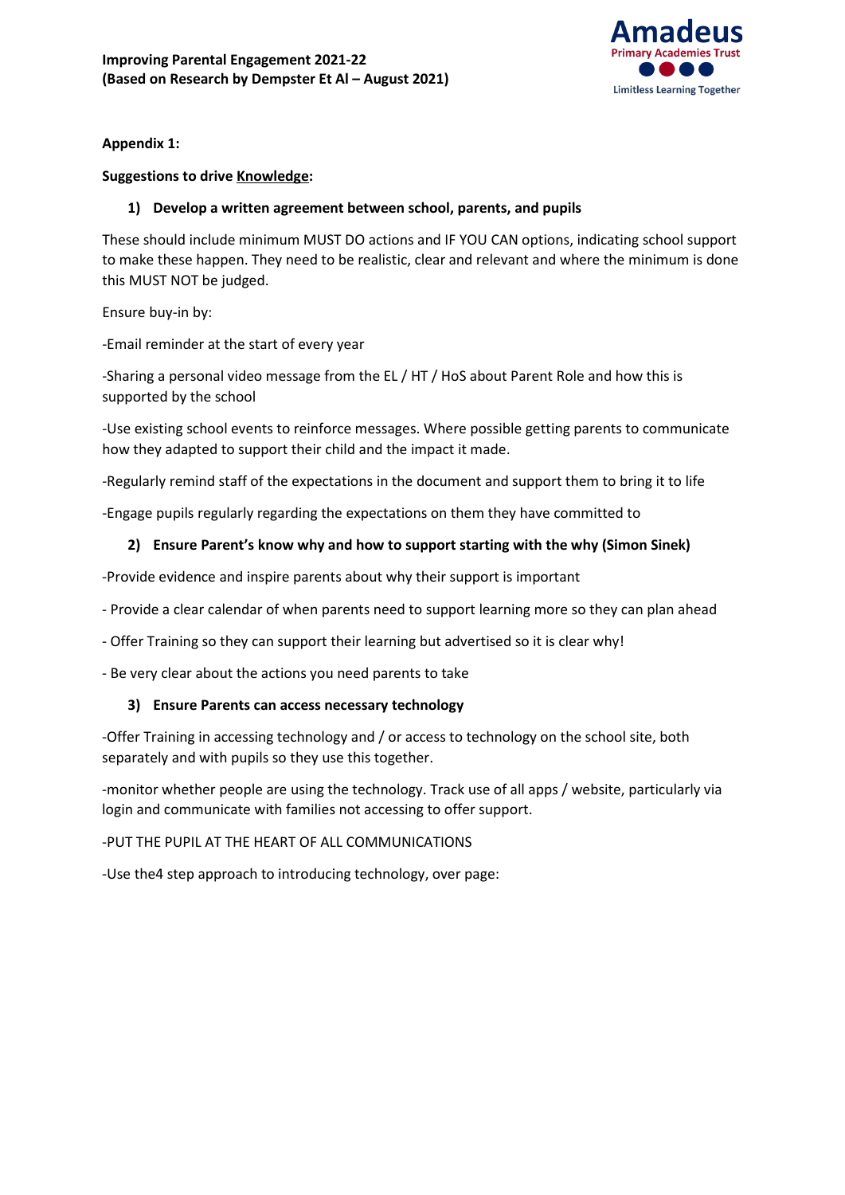**Improving Parental Engagement 2021-22**
**(Based on Research by Dempster Et Al – August 2021)**

**Appendix 1:**

**Suggestions to drive <u>Knowledge</u>:**

**1) Develop a written agreement between school, parents, and pupils**

These should include minimum MUST DO actions and IF YOU CAN options, indicating school support to make these happen. They need to be realistic, clear and relevant and where the minimum is done this MUST NOT be judged.

Ensure buy-in by:

-Email reminder at the start of every year

-Sharing a personal video message from the EL / HT / HoS about Parent Role and how this is supported by the school

-Use existing school events to reinforce messages. Where possible getting parents to communicate how they adapted to support their child and the impact it made.

-Regularly remind staff of the expectations in the document and support them to bring it to life

-Engage pupils regularly regarding the expectations on them they have committed to

**2) Ensure Parent's know why and how to support starting with the why (Simon Sinek)**

-Provide evidence and inspire parents about why their support is important

- Provide a clear calendar of when parents need to support learning more so they can plan ahead

- Offer Training so they can support their learning but advertised so it is clear why!

- Be very clear about the actions you need parents to take

**3) Ensure Parents can access necessary technology**

-Offer Training in accessing technology and / or access to technology on the school site, both separately and with pupils so they use this together.

-monitor whether people are using the technology. Track use of all apps / website, particularly via login and communicate with families not accessing to offer support.

-PUT THE PUPIL AT THE HEART OF ALL COMMUNICATIONS

-Use the4 step approach to introducing technology, over page: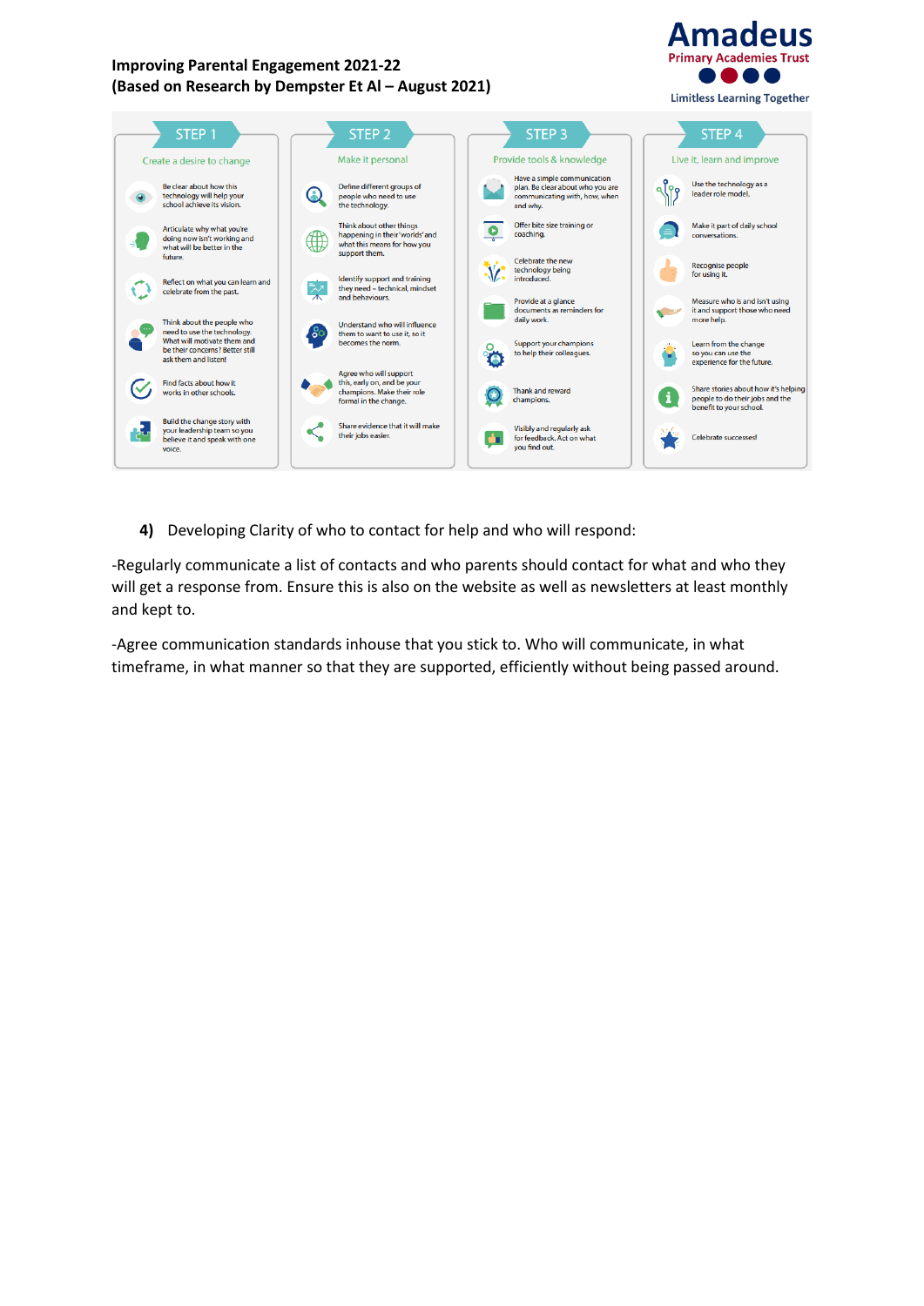**Improving Parental Engagement 2021-22**
**(Based on Research by Dempster Et Al – August 2021)**

Amadeus Primary Academies Trust
Limitless Learning Together

**STEP 1 – Create a desire to change**

- Be clear about how this technology will help your school achieve its vision.
- Articulate why what you're doing now isn't working and what will be better in the future.
- Reflect on what you can learn and celebrate from the past.
- Think about the people who need to use the technology. What will motivate them and be their concerns? Better still ask them and listen!
- Find facts about how it works in other schools.
- Build the change story with your leadership team so you believe it and speak with one voice.

**STEP 2 – Make it personal**

- Define different groups of people who need to use the technology.
- Think about other things happening in their 'worlds' and what this means for how you support them.
- Identify support and training they need – technical, mindset and behaviours.
- Understand who will influence them to want to use it, so it becomes the norm.
- Agree who will support this, early on, and be your champions. Make their role formal in the change.
- Share evidence that it will make their jobs easier.

**STEP 3 – Provide tools & knowledge**

- Have a simple communication plan. Be clear about who you are communicating with, how, when and why.
- Offer bite size training or coaching.
- Celebrate the new technology being introduced.
- Provide at a glance documents as reminders for daily work.
- Support your champions to help their colleagues.
- Thank and reward champions.
- Visibly and regularly ask for feedback. Act on what you find out.

**STEP 4 – Live it, learn and improve**

- Use the technology as a leader role model.
- Make it part of daily school conversations.
- Recognise people for using it.
- Measure who is and isn't using it and support those who need more help.
- Learn from the change so you can use the experience for the future.
- Share stories about how it's helping people to do their jobs and the benefit to your school.
- Celebrate successes!

**4)** Developing Clarity of who to contact for help and who will respond:

-Regularly communicate a list of contacts and who parents should contact for what and who they will get a response from. Ensure this is also on the website as well as newsletters at least monthly and kept to.

-Agree communication standards inhouse that you stick to. Who will communicate, in what timeframe, in what manner so that they are supported, efficiently without being passed around.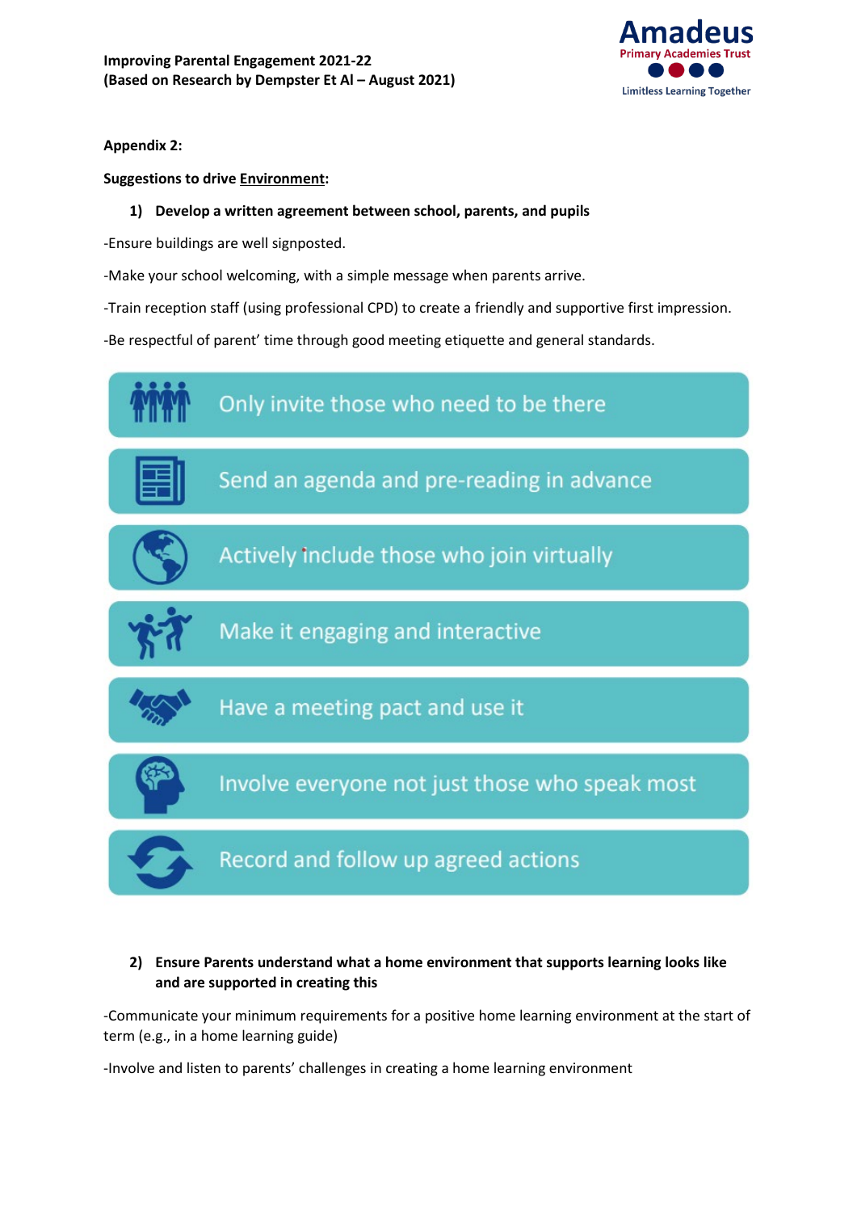**Appendix 2:**

**Suggestions to drive Environment:**

1) **Develop a written agreement between school, parents, and pupils**

-Ensure buildings are well signposted.

-Make your school welcoming, with a simple message when parents arrive.

-Train reception staff (using professional CPD) to create a friendly and supportive first impression.

-Be respectful of parent' time through good meeting etiquette and general standards.

- Only invite those who need to be there
- Send an agenda and pre-reading in advance
- Actively include those who join virtually
- Make it engaging and interactive
- Have a meeting pact and use it
- Involve everyone not just those who speak most
- Record and follow up agreed actions

2) **Ensure Parents understand what a home environment that supports learning looks like and are supported in creating this**

-Communicate your minimum requirements for a positive home learning environment at the start of term (e.g., in a home learning guide)

-Involve and listen to parents' challenges in creating a home learning environment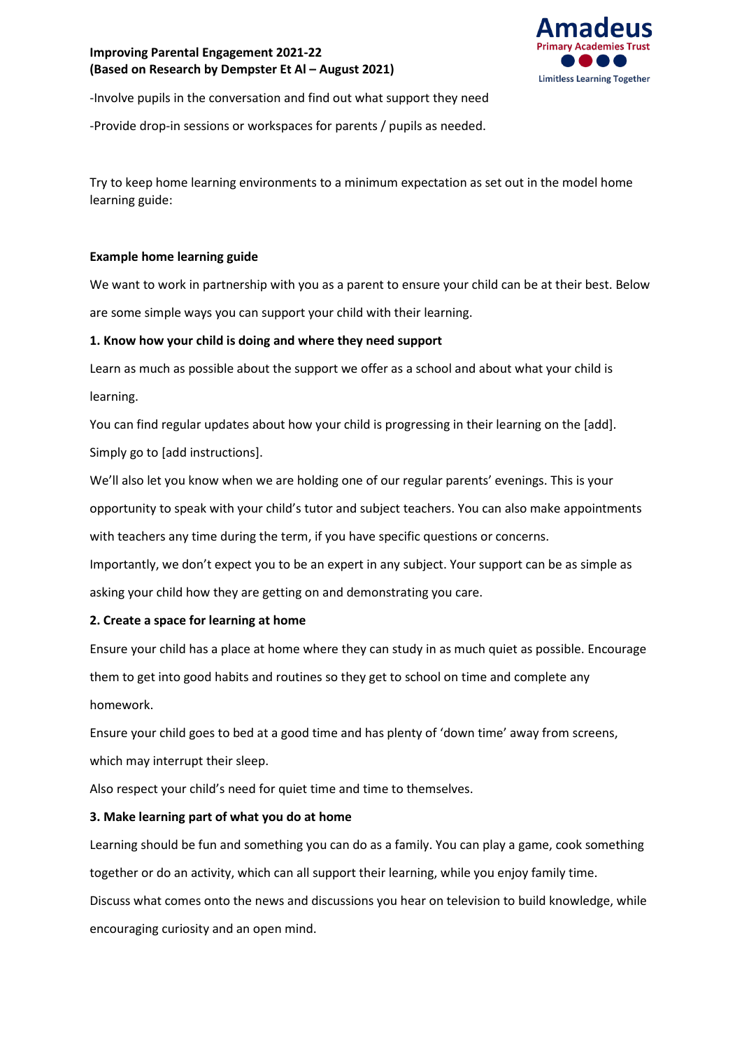-Involve pupils in the conversation and find out what support they need

-Provide drop-in sessions or workspaces for parents / pupils as needed.

Try to keep home learning environments to a minimum expectation as set out in the model home learning guide:

**Example home learning guide**

We want to work in partnership with you as a parent to ensure your child can be at their best. Below are some simple ways you can support your child with their learning.

**1. Know how your child is doing and where they need support**

Learn as much as possible about the support we offer as a school and about what your child is learning.

You can find regular updates about how your child is progressing in their learning on the [add]. Simply go to [add instructions].

We'll also let you know when we are holding one of our regular parents' evenings. This is your opportunity to speak with your child's tutor and subject teachers. You can also make appointments with teachers any time during the term, if you have specific questions or concerns.

Importantly, we don't expect you to be an expert in any subject. Your support can be as simple as asking your child how they are getting on and demonstrating you care.

**2. Create a space for learning at home**

Ensure your child has a place at home where they can study in as much quiet as possible. Encourage them to get into good habits and routines so they get to school on time and complete any homework.

Ensure your child goes to bed at a good time and has plenty of 'down time' away from screens, which may interrupt their sleep.

Also respect your child's need for quiet time and time to themselves.

**3. Make learning part of what you do at home**

Learning should be fun and something you can do as a family. You can play a game, cook something together or do an activity, which can all support their learning, while you enjoy family time.

Discuss what comes onto the news and discussions you hear on television to build knowledge, while encouraging curiosity and an open mind.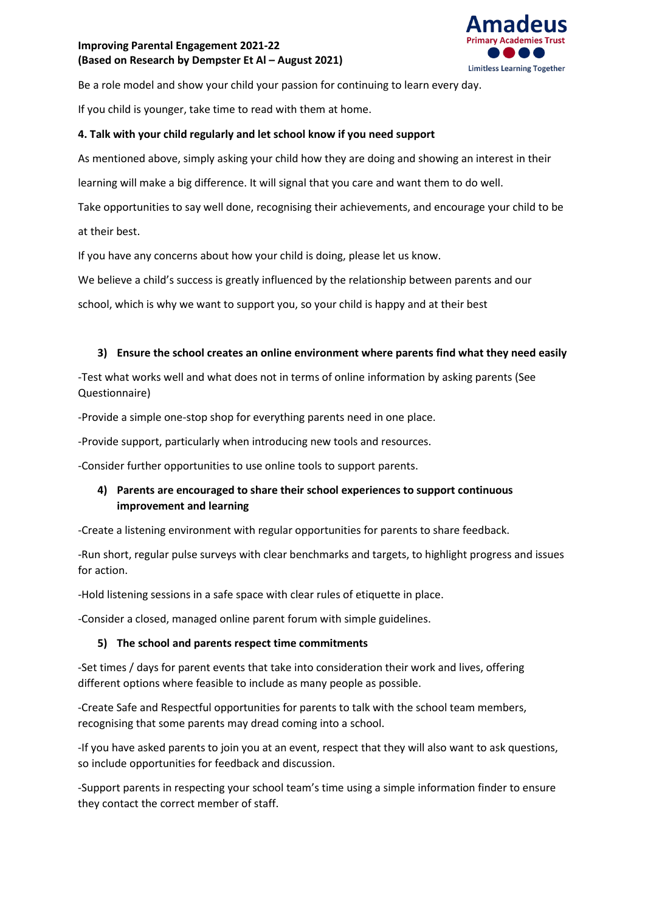Be a role model and show your child your passion for continuing to learn every day.

If you child is younger, take time to read with them at home.

**4. Talk with your child regularly and let school know if you need support**

As mentioned above, simply asking your child how they are doing and showing an interest in their learning will make a big difference. It will signal that you care and want them to do well.

Take opportunities to say well done, recognising their achievements, and encourage your child to be at their best.

If you have any concerns about how your child is doing, please let us know.

We believe a child's success is greatly influenced by the relationship between parents and our school, which is why we want to support you, so your child is happy and at their best

**3) Ensure the school creates an online environment where parents find what they need easily**

-Test what works well and what does not in terms of online information by asking parents (See Questionnaire)

-Provide a simple one-stop shop for everything parents need in one place.

-Provide support, particularly when introducing new tools and resources.

-Consider further opportunities to use online tools to support parents.

**4) Parents are encouraged to share their school experiences to support continuous improvement and learning**

-Create a listening environment with regular opportunities for parents to share feedback.

-Run short, regular pulse surveys with clear benchmarks and targets, to highlight progress and issues for action.

-Hold listening sessions in a safe space with clear rules of etiquette in place.

-Consider a closed, managed online parent forum with simple guidelines.

**5) The school and parents respect time commitments**

-Set times / days for parent events that take into consideration their work and lives, offering different options where feasible to include as many people as possible.

-Create Safe and Respectful opportunities for parents to talk with the school team members, recognising that some parents may dread coming into a school.

-If you have asked parents to join you at an event, respect that they will also want to ask questions, so include opportunities for feedback and discussion.

-Support parents in respecting your school team's time using a simple information finder to ensure they contact the correct member of staff.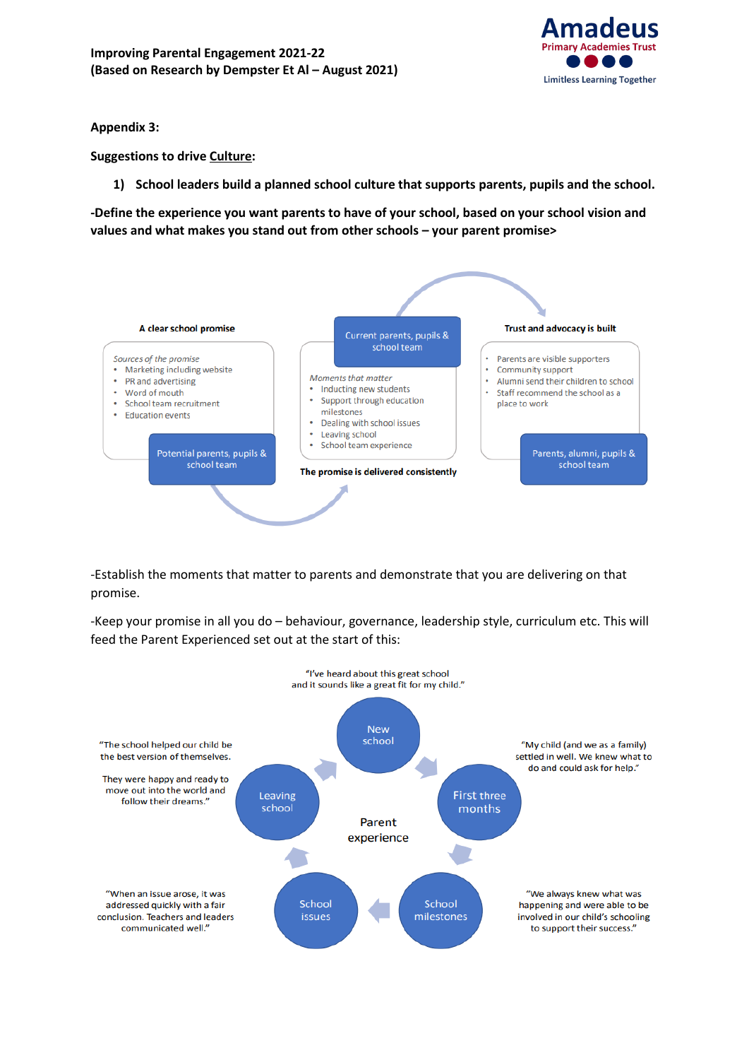Appendix 3:

**Suggestions to drive Culture:**

1) **School leaders build a planned school culture that supports parents, pupils and the school.**

**-Define the experience you want parents to have of your school, based on your school vision and values and what makes you stand out from other schools – your parent promise>**

**A clear school promise**

*Sources of the promise*
- Marketing including website
- PR and advertising
- Word of mouth
- School team recruitment
- Education events

Potential parents, pupils & school team

Current parents, pupils & school team

*Moments that matter*
- Inducting new students
- Support through education milestones
- Dealing with school issues
- Leaving school
- School team experience

**The promise is delivered consistently**

**Trust and advocacy is built**

- Parents are visible supporters
- Community support
- Alumni send their children to school
- Staff recommend the school as a place to work

Parents, alumni, pupils & school team

-Establish the moments that matter to parents and demonstrate that you are delivering on that promise.

-Keep your promise in all you do – behaviour, governance, leadership style, curriculum etc. This will feed the Parent Experienced set out at the start of this:

Parent experience

- New school: "I've heard about this great school and it sounds like a great fit for my child."
- First three months: "My child (and we as a family) settled in well. We knew what to do and could ask for help."
- School milestones: "We always knew what was happening and were able to be involved in our child's schooling to support their success."
- School issues: "When an issue arose, it was addressed quickly with a fair conclusion. Teachers and leaders communicated well."
- Leaving school: "The school helped our child be the best version of themselves. They were happy and ready to move out into the world and follow their dreams."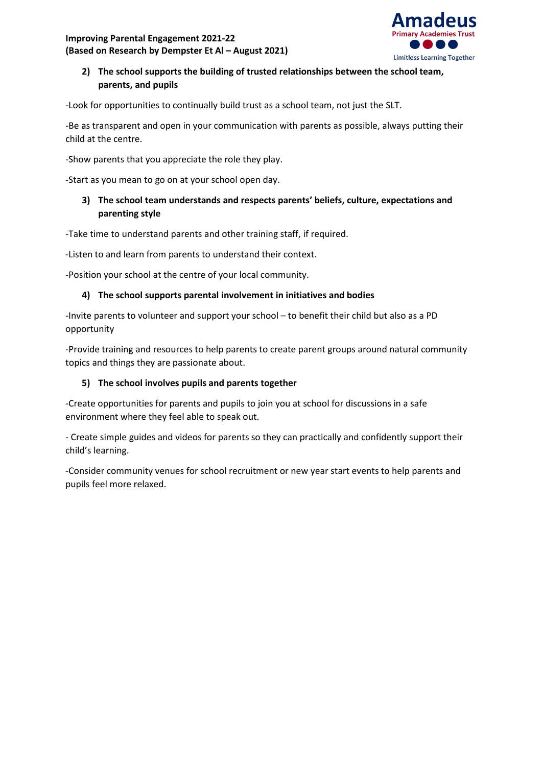**Improving Parental Engagement 2021-22**
**(Based on Research by Dempster Et Al – August 2021)**

Amadeus Primary Academies Trust
Limitless Learning Together

2) **The school supports the building of trusted relationships between the school team, parents, and pupils**

-Look for opportunities to continually build trust as a school team, not just the SLT.

-Be as transparent and open in your communication with parents as possible, always putting their child at the centre.

-Show parents that you appreciate the role they play.

-Start as you mean to go on at your school open day.

3) **The school team understands and respects parents' beliefs, culture, expectations and parenting style**

-Take time to understand parents and other training staff, if required.

-Listen to and learn from parents to understand their context.

-Position your school at the centre of your local community.

4) **The school supports parental involvement in initiatives and bodies**

-Invite parents to volunteer and support your school – to benefit their child but also as a PD opportunity

-Provide training and resources to help parents to create parent groups around natural community topics and things they are passionate about.

5) **The school involves pupils and parents together**

-Create opportunities for parents and pupils to join you at school for discussions in a safe environment where they feel able to speak out.

- Create simple guides and videos for parents so they can practically and confidently support their child's learning.

-Consider community venues for school recruitment or new year start events to help parents and pupils feel more relaxed.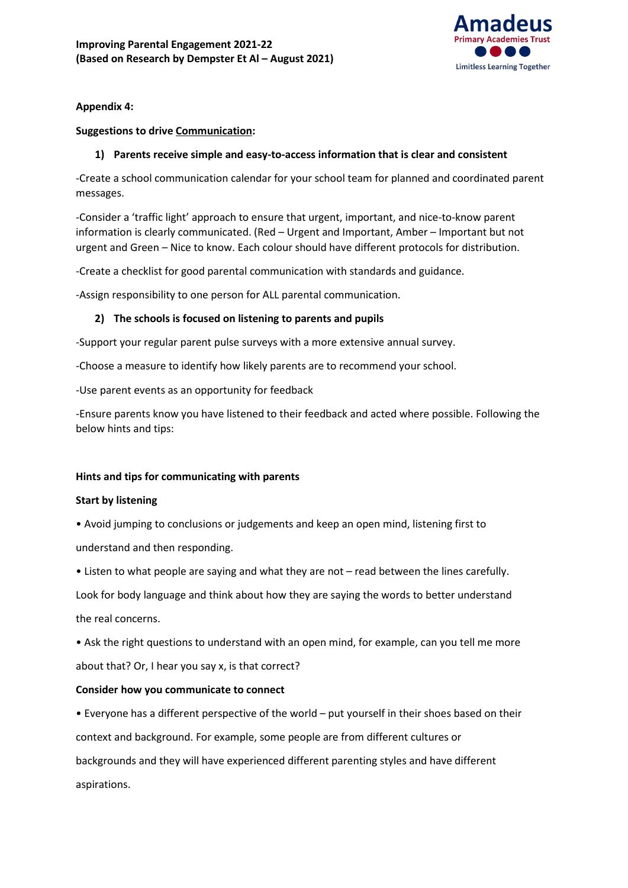**Appendix 4:**

**Suggestions to drive <u>Communication</u>:**

1) **Parents receive simple and easy-to-access information that is clear and consistent**

-Create a school communication calendar for your school team for planned and coordinated parent messages.

-Consider a 'traffic light' approach to ensure that urgent, important, and nice-to-know parent information is clearly communicated. (Red – Urgent and Important, Amber – Important but not urgent and Green – Nice to know. Each colour should have different protocols for distribution.

-Create a checklist for good parental communication with standards and guidance.

-Assign responsibility to one person for ALL parental communication.

2) **The schools is focused on listening to parents and pupils**

-Support your regular parent pulse surveys with a more extensive annual survey.

-Choose a measure to identify how likely parents are to recommend your school.

-Use parent events as an opportunity for feedback

-Ensure parents know you have listened to their feedback and acted where possible. Following the below hints and tips:

**Hints and tips for communicating with parents**

**Start by listening**

• Avoid jumping to conclusions or judgements and keep an open mind, listening first to understand and then responding.

• Listen to what people are saying and what they are not – read between the lines carefully. Look for body language and think about how they are saying the words to better understand the real concerns.

• Ask the right questions to understand with an open mind, for example, can you tell me more about that? Or, I hear you say x, is that correct?

**Consider how you communicate to connect**

• Everyone has a different perspective of the world – put yourself in their shoes based on their context and background. For example, some people are from different cultures or backgrounds and they will have experienced different parenting styles and have different aspirations.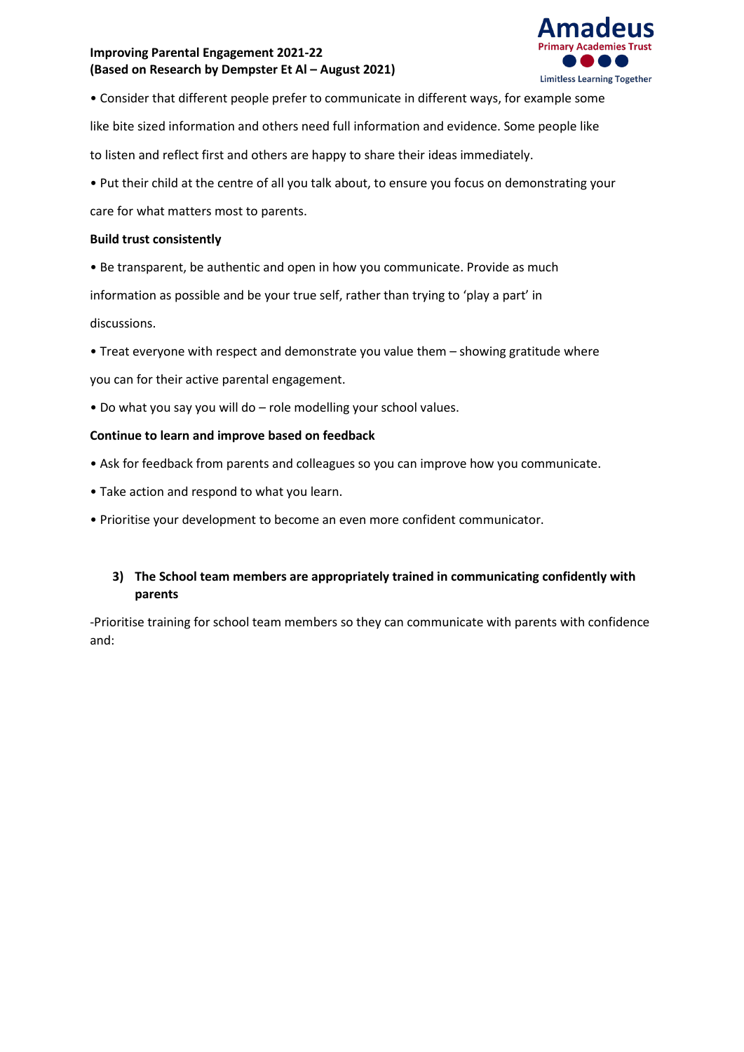- Consider that different people prefer to communicate in different ways, for example some like bite sized information and others need full information and evidence. Some people like to listen and reflect first and others are happy to share their ideas immediately.
- Put their child at the centre of all you talk about, to ensure you focus on demonstrating your care for what matters most to parents.

**Build trust consistently**

- Be transparent, be authentic and open in how you communicate. Provide as much information as possible and be your true self, rather than trying to 'play a part' in discussions.
- Treat everyone with respect and demonstrate you value them – showing gratitude where you can for their active parental engagement.
- Do what you say you will do – role modelling your school values.

**Continue to learn and improve based on feedback**

- Ask for feedback from parents and colleagues so you can improve how you communicate.
- Take action and respond to what you learn.
- Prioritise your development to become an even more confident communicator.

### 3) The School team members are appropriately trained in communicating confidently with parents

-Prioritise training for school team members so they can communicate with parents with confidence and: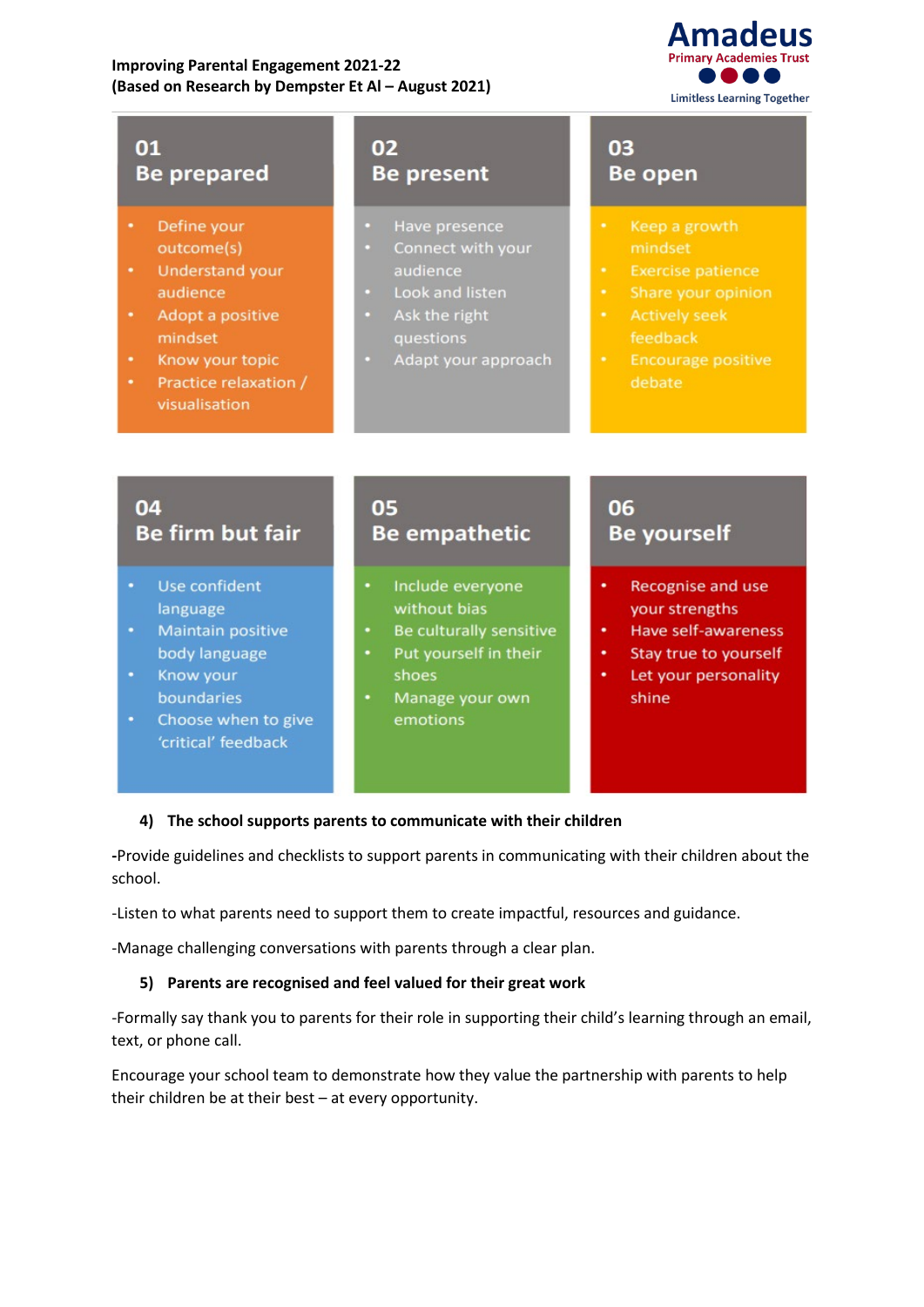**Improving Parental Engagement 2021-22**
**(Based on Research by Dempster Et Al – August 2021)**

### 01 Be prepared

- Define your outcome(s)
- Understand your audience
- Adopt a positive mindset
- Know your topic
- Practice relaxation / visualisation

### 02 Be present

- Have presence
- Connect with your audience
- Look and listen
- Ask the right questions
- Adapt your approach

### 03 Be open

- Keep a growth mindset
- Exercise patience
- Share your opinion
- Actively seek feedback
- Encourage positive debate

### 04 Be firm but fair

- Use confident language
- Maintain positive body language
- Know your boundaries
- Choose when to give 'critical' feedback

### 05 Be empathetic

- Include everyone without bias
- Be culturally sensitive
- Put yourself in their shoes
- Manage your own emotions

### 06 Be yourself

- Recognise and use your strengths
- Have self-awareness
- Stay true to yourself
- Let your personality shine

**4) The school supports parents to communicate with their children**

-Provide guidelines and checklists to support parents in communicating with their children about the school.

-Listen to what parents need to support them to create impactful, resources and guidance.

-Manage challenging conversations with parents through a clear plan.

**5) Parents are recognised and feel valued for their great work**

-Formally say thank you to parents for their role in supporting their child's learning through an email, text, or phone call.

Encourage your school team to demonstrate how they value the partnership with parents to help their children be at their best – at every opportunity.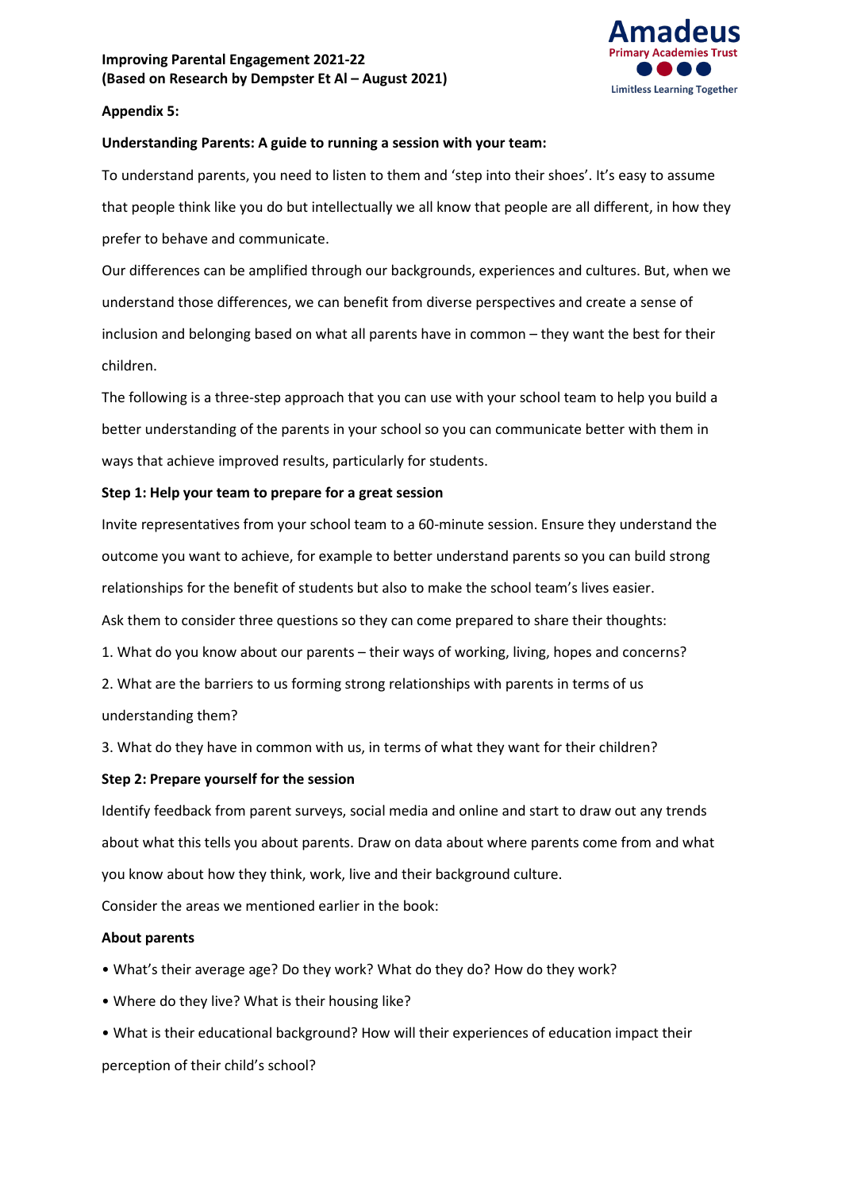**Improving Parental Engagement 2021-22**
**(Based on Research by Dempster Et Al – August 2021)**

**Appendix 5:**

**Understanding Parents: A guide to running a session with your team:**

To understand parents, you need to listen to them and 'step into their shoes'. It's easy to assume that people think like you do but intellectually we all know that people are all different, in how they prefer to behave and communicate.

Our differences can be amplified through our backgrounds, experiences and cultures. But, when we understand those differences, we can benefit from diverse perspectives and create a sense of inclusion and belonging based on what all parents have in common – they want the best for their children.

The following is a three-step approach that you can use with your school team to help you build a better understanding of the parents in your school so you can communicate better with them in ways that achieve improved results, particularly for students.

**Step 1: Help your team to prepare for a great session**

Invite representatives from your school team to a 60-minute session. Ensure they understand the outcome you want to achieve, for example to better understand parents so you can build strong relationships for the benefit of students but also to make the school team's lives easier.

Ask them to consider three questions so they can come prepared to share their thoughts:

1. What do you know about our parents – their ways of working, living, hopes and concerns?
2. What are the barriers to us forming strong relationships with parents in terms of us understanding them?
3. What do they have in common with us, in terms of what they want for their children?

**Step 2: Prepare yourself for the session**

Identify feedback from parent surveys, social media and online and start to draw out any trends about what this tells you about parents. Draw on data about where parents come from and what you know about how they think, work, live and their background culture.

Consider the areas we mentioned earlier in the book:

**About parents**

- What's their average age? Do they work? What do they do? How do they work?
- Where do they live? What is their housing like?
- What is their educational background? How will their experiences of education impact their perception of their child's school?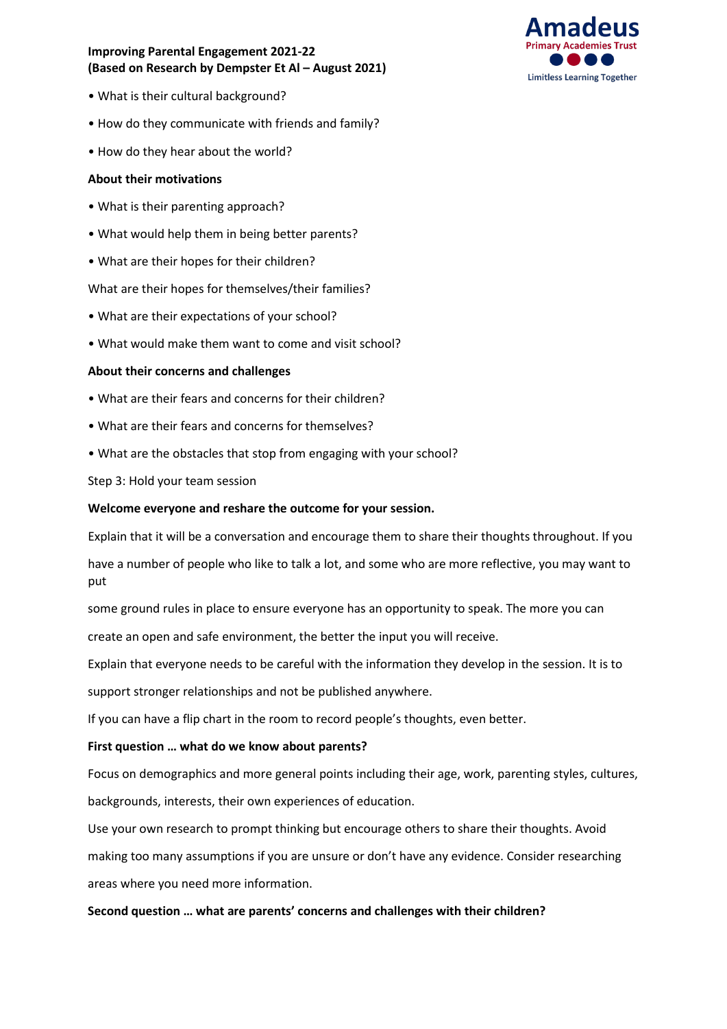**Improving Parental Engagement 2021-22**
**(Based on Research by Dempster Et Al – August 2021)**

- What is their cultural background?
- How do they communicate with friends and family?
- How do they hear about the world?

**About their motivations**

- What is their parenting approach?
- What would help them in being better parents?
- What are their hopes for their children?

What are their hopes for themselves/their families?

- What are their expectations of your school?
- What would make them want to come and visit school?

**About their concerns and challenges**

- What are their fears and concerns for their children?
- What are their fears and concerns for themselves?
- What are the obstacles that stop from engaging with your school?

Step 3: Hold your team session

**Welcome everyone and reshare the outcome for your session.**

Explain that it will be a conversation and encourage them to share their thoughts throughout. If you have a number of people who like to talk a lot, and some who are more reflective, you may want to put some ground rules in place to ensure everyone has an opportunity to speak. The more you can create an open and safe environment, the better the input you will receive.

Explain that everyone needs to be careful with the information they develop in the session. It is to support stronger relationships and not be published anywhere.

If you can have a flip chart in the room to record people's thoughts, even better.

**First question … what do we know about parents?**

Focus on demographics and more general points including their age, work, parenting styles, cultures, backgrounds, interests, their own experiences of education.

Use your own research to prompt thinking but encourage others to share their thoughts. Avoid making too many assumptions if you are unsure or don't have any evidence. Consider researching areas where you need more information.

**Second question … what are parents' concerns and challenges with their children?**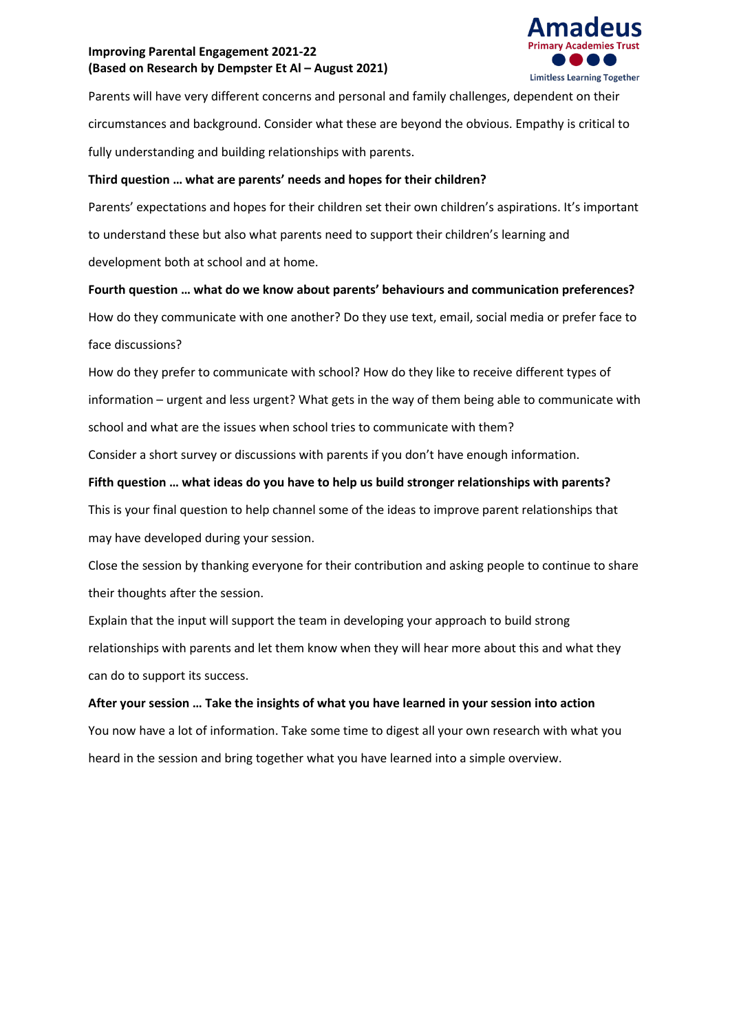Parents will have very different concerns and personal and family challenges, dependent on their circumstances and background. Consider what these are beyond the obvious. Empathy is critical to fully understanding and building relationships with parents.

**Third question … what are parents' needs and hopes for their children?**

Parents' expectations and hopes for their children set their own children's aspirations. It's important to understand these but also what parents need to support their children's learning and development both at school and at home.

**Fourth question … what do we know about parents' behaviours and communication preferences?**

How do they communicate with one another? Do they use text, email, social media or prefer face to face discussions?

How do they prefer to communicate with school? How do they like to receive different types of information – urgent and less urgent? What gets in the way of them being able to communicate with school and what are the issues when school tries to communicate with them?

Consider a short survey or discussions with parents if you don't have enough information.

**Fifth question … what ideas do you have to help us build stronger relationships with parents?**

This is your final question to help channel some of the ideas to improve parent relationships that may have developed during your session.

Close the session by thanking everyone for their contribution and asking people to continue to share their thoughts after the session.

Explain that the input will support the team in developing your approach to build strong relationships with parents and let them know when they will hear more about this and what they can do to support its success.

**After your session … Take the insights of what you have learned in your session into action**

You now have a lot of information. Take some time to digest all your own research with what you heard in the session and bring together what you have learned into a simple overview.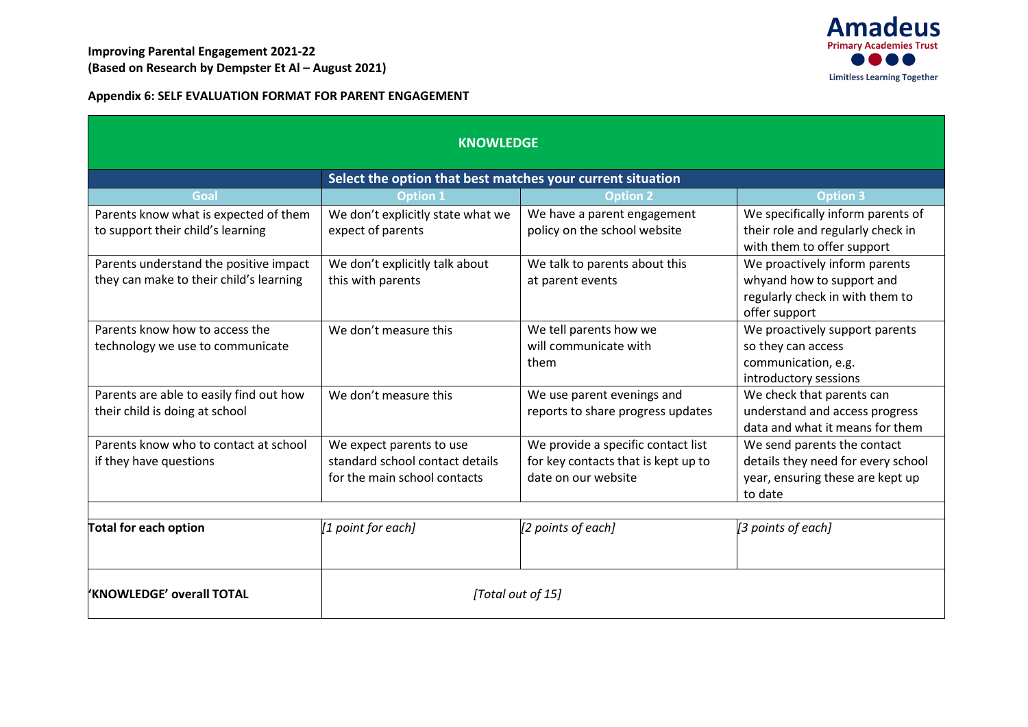**Improving Parental Engagement 2021-22**
**(Based on Research by Dempster Et Al – August 2021)**

Amadeus Primary Academies Trust
Limitless Learning Together

**Appendix 6: SELF EVALUATION FORMAT FOR PARENT ENGAGEMENT**

| **KNOWLEDGE** | | | |
|---|---|---|---|
| | **Select the option that best matches your current situation** | | |
| **Goal** | **Option 1** | **Option 2** | **Option 3** |
| Parents know what is expected of them to support their child's learning | We don't explicitly state what we expect of parents | We have a parent engagement policy on the school website | We specifically inform parents of their role and regularly check in with them to offer support |
| Parents understand the positive impact they can make to their child's learning | We don't explicitly talk about this with parents | We talk to parents about this at parent events | We proactively inform parents whyand how to support and regularly check in with them to offer support |
| Parents know how to access the technology we use to communicate | We don't measure this | We tell parents how we will communicate with them | We proactively support parents so they can access communication, e.g. introductory sessions |
| Parents are able to easily find out how their child is doing at school | We don't measure this | We use parent evenings and reports to share progress updates | We check that parents can understand and access progress data and what it means for them |
| Parents know who to contact at school if they have questions | We expect parents to use standard school contact details for the main school contacts | We provide a specific contact list for key contacts that is kept up to date on our website | We send parents the contact details they need for every school year, ensuring these are kept up to date |
| | | | |
| **Total for each option** | *[1 point for each]* | *[2 points of each]* | *[3 points of each]* |
| **'KNOWLEDGE' overall TOTAL** | *[Total out of 15]* | | |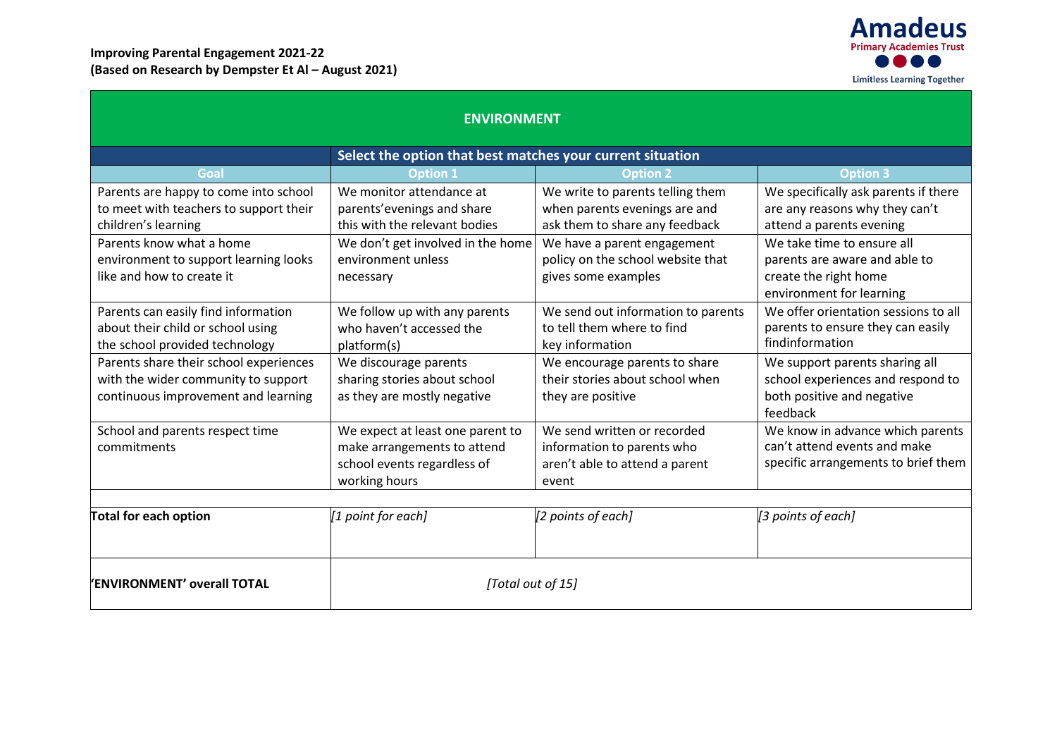**Improving Parental Engagement 2021-22**
**(Based on Research by Dempster Et Al – August 2021)**

Amadeus Primary Academies Trust
Limitless Learning Together

| **ENVIRONMENT** | | | |
|---|---|---|---|
| | **Select the option that best matches your current situation** | | |
| **Goal** | **Option 1** | **Option 2** | **Option 3** |
| Parents are happy to come into school to meet with teachers to support their children's learning | We monitor attendance at parents'evenings and share this with the relevant bodies | We write to parents telling them when parents evenings are and ask them to share any feedback | We specifically ask parents if there are any reasons why they can't attend a parents evening |
| Parents know what a home environment to support learning looks like and how to create it | We don't get involved in the home environment unless necessary | We have a parent engagement policy on the school website that gives some examples | We take time to ensure all parents are aware and able to create the right home environment for learning |
| Parents can easily find information about their child or school using the school provided technology | We follow up with any parents who haven't accessed the platform(s) | We send out information to parents to tell them where to find key information | We offer orientation sessions to all parents to ensure they can easily findinformation |
| Parents share their school experiences with the wider community to support continuous improvement and learning | We discourage parents sharing stories about school as they are mostly negative | We encourage parents to share their stories about school when they are positive | We support parents sharing all school experiences and respond to both positive and negative feedback |
| School and parents respect time commitments | We expect at least one parent to make arrangements to attend school events regardless of working hours | We send written or recorded information to parents who aren't able to attend a parent event | We know in advance which parents can't attend events and make specific arrangements to brief them |
| | | | |
| **Total for each option** | *[1 point for each]* | *[2 points of each]* | *[3 points of each]* |
| **'ENVIRONMENT' overall TOTAL** | *[Total out of 15]* | | |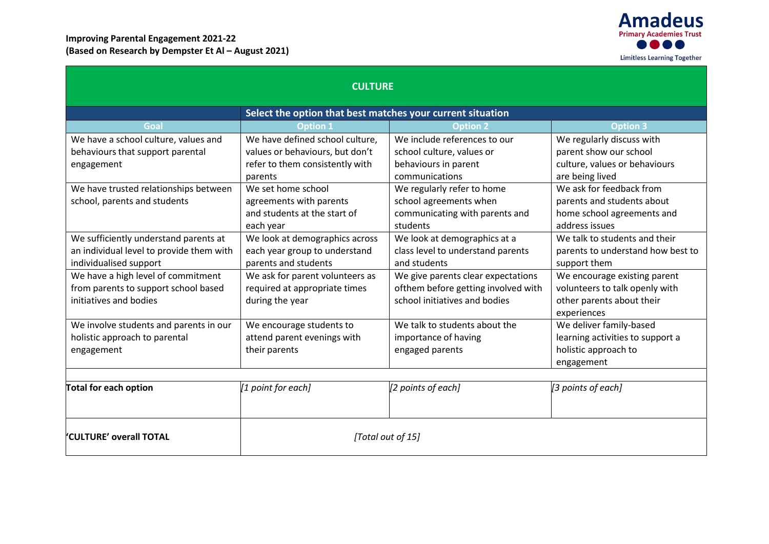**Improving Parental Engagement 2021-22**
**(Based on Research by Dempster Et Al – August 2021)**

Amadeus Primary Academies Trust
Limitless Learning Together

| CULTURE | | | |
|---|---|---|---|
| | **Select the option that best matches your current situation** | | |
| **Goal** | **Option 1** | **Option 2** | **Option 3** |
| We have a school culture, values and behaviours that support parental engagement | We have defined school culture, values or behaviours, but don't refer to them consistently with parents | We include references to our school culture, values or behaviours in parent communications | We regularly discuss with parent show our school culture, values or behaviours are being lived |
| We have trusted relationships between school, parents and students | We set home school agreements with parents and students at the start of each year | We regularly refer to home school agreements when communicating with parents and students | We ask for feedback from parents and students about home school agreements and address issues |
| We sufficiently understand parents at an individual level to provide them with individualised support | We look at demographics across each year group to understand parents and students | We look at demographics at a class level to understand parents and students | We talk to students and their parents to understand how best to support them |
| We have a high level of commitment from parents to support school based initiatives and bodies | We ask for parent volunteers as required at appropriate times during the year | We give parents clear expectations ofthem before getting involved with school initiatives and bodies | We encourage existing parent volunteers to talk openly with other parents about their experiences |
| We involve students and parents in our holistic approach to parental engagement | We encourage students to attend parent evenings with their parents | We talk to students about the importance of having engaged parents | We deliver family-based learning activities to support a holistic approach to engagement |
| | | | |
| **Total for each option** | *[1 point for each]* | *[2 points of each]* | *[3 points of each]* |
| **'CULTURE' overall TOTAL** | *[Total out of 15]* | | |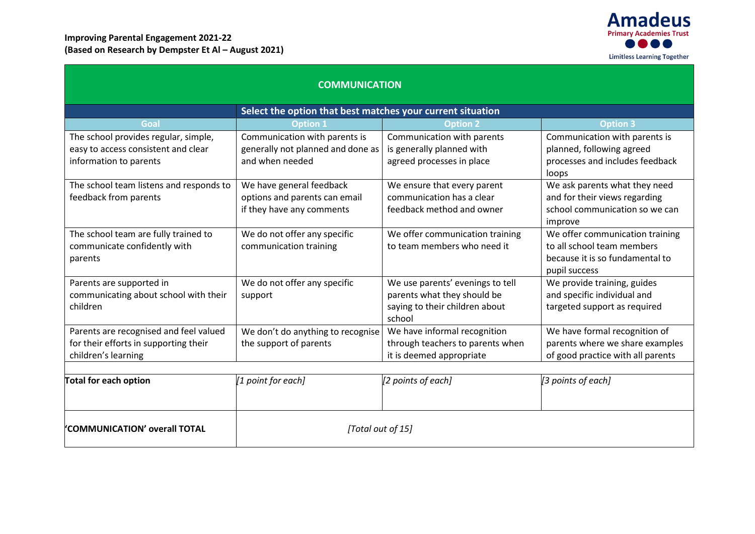**Improving Parental Engagement 2021-22**
**(Based on Research by Dempster Et Al – August 2021)**

## COMMUNICATION

| Select the option that best matches your current situation | | | |
|---|---|---|---|
| **Goal** | **Option 1** | **Option 2** | **Option 3** |
| The school provides regular, simple, easy to access consistent and clear information to parents | Communication with parents is generally not planned and done as and when needed | Communication with parents is generally planned with agreed processes in place | Communication with parents is planned, following agreed processes and includes feedback loops |
| The school team listens and responds to feedback from parents | We have general feedback options and parents can email if they have any comments | We ensure that every parent communication has a clear feedback method and owner | We ask parents what they need and for their views regarding school communication so we can improve |
| The school team are fully trained to communicate confidently with parents | We do not offer any specific communication training | We offer communication training to team members who need it | We offer communication training to all school team members because it is so fundamental to pupil success |
| Parents are supported in communicating about school with their children | We do not offer any specific support | We use parents' evenings to tell parents what they should be saying to their children about school | We provide training, guides and specific individual and targeted support as required |
| Parents are recognised and feel valued for their efforts in supporting their children's learning | We don't do anything to recognise the support of parents | We have informal recognition through teachers to parents when it is deemed appropriate | We have formal recognition of parents where we share examples of good practice with all parents |
| | | | |
| **Total for each option** | *[1 point for each]* | *[2 points of each]* | *[3 points of each]* |
| **'COMMUNICATION' overall TOTAL** | *[Total out of 15]* | | |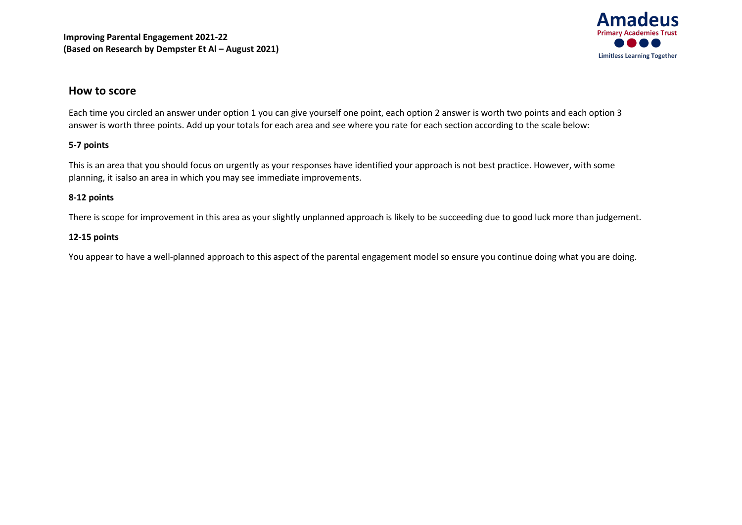## How to score

Each time you circled an answer under option 1 you can give yourself one point, each option 2 answer is worth two points and each option 3 answer is worth three points. Add up your totals for each area and see where you rate for each section according to the scale below:

**5-7 points**

This is an area that you should focus on urgently as your responses have identified your approach is not best practice. However, with some planning, it isalso an area in which you may see immediate improvements.

**8-12 points**

There is scope for improvement in this area as your slightly unplanned approach is likely to be succeeding due to good luck more than judgement.

**12-15 points**

You appear to have a well-planned approach to this aspect of the parental engagement model so ensure you continue doing what you are doing.